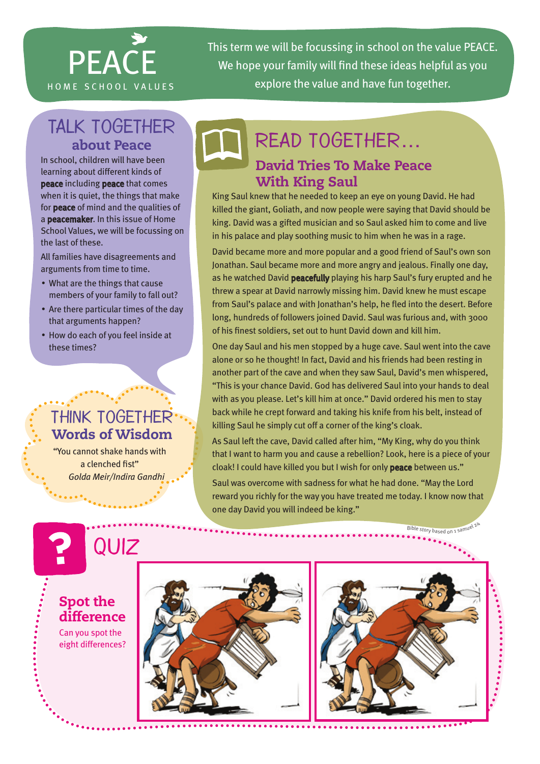# PEACE

HOME SCHOOL VALUES

This term we will be focussing in school on the value PEACE. We hope your family will find these ideas helpful as you explore the value and have fun together.

## TALK TOGETHER about Peace

In school, children will have been learning about different kinds of **peace** including **peace** that comes when it is quiet, the things that make for **peace** of mind and the qualities of a **peacemaker**. In this issue of Home School Values, we will be focussing on the last of these.

All families have disagreements and arguments from time to time.

- What are the things that cause members of your family to fall out?
- Are there particular times of the day that arguments happen?
- How do each of you feel inside at these times?

## THINK TOGETHER Words of Wisdom

"You cannot shake hands with a clenched fist"
*Golda Meir/Indira Gandhi*

## READ TOGETHER...

### David Tries To Make Peace With King Saul

King Saul knew that he needed to keep an eye on young David. He had killed the giant, Goliath, and now people were saying that David should be king. David was a gifted musician and so Saul asked him to come and live in his palace and play soothing music to him when he was in a rage.

David became more and more popular and a good friend of Saul's own son Jonathan. Saul became more and more angry and jealous. Finally one day, as he watched David **peacefully** playing his harp Saul's fury erupted and he threw a spear at David narrowly missing him. David knew he must escape from Saul's palace and with Jonathan's help, he fled into the desert. Before long, hundreds of followers joined David. Saul was furious and, with 3000 of his finest soldiers, set out to hunt David down and kill him.

One day Saul and his men stopped by a huge cave. Saul went into the cave alone or so he thought! In fact, David and his friends had been resting in another part of the cave and when they saw Saul, David's men whispered, "This is your chance David. God has delivered Saul into your hands to deal with as you please. Let's kill him at once." David ordered his men to stay back while he crept forward and taking his knife from his belt, instead of killing Saul he simply cut off a corner of the king's cloak.

As Saul left the cave, David called after him, "My King, why do you think that I want to harm you and cause a rebellion? Look, here is a piece of your cloak! I could have killed you but I wish for only **peace** between us."

Saul was overcome with sadness for what he had done. "May the Lord reward you richly for the way you have treated me today. I know now that one day David you will indeed be king."

Bible story based on 1 Samuel 24

## QUIZ

### Spot the difference

Can you spot the eight differences?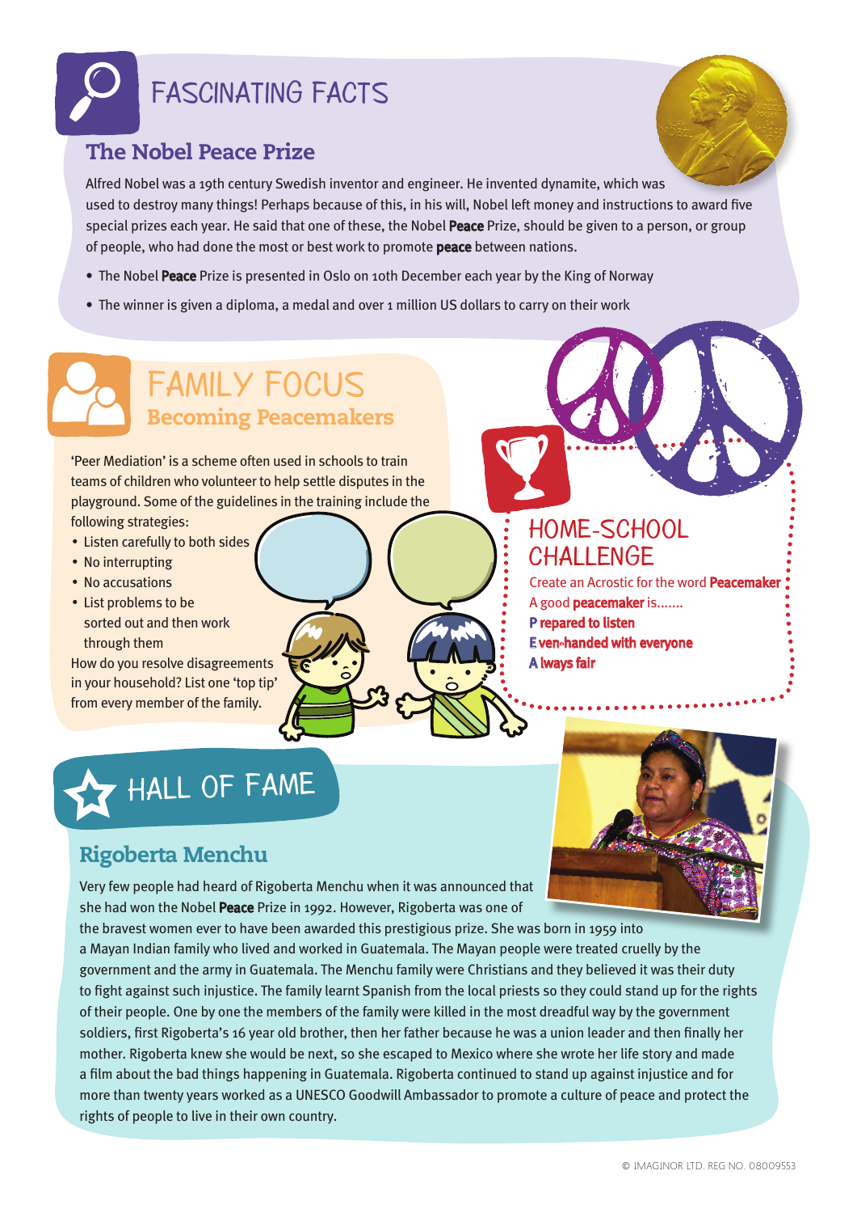# FASCINATING FACTS

## The Nobel Peace Prize

Alfred Nobel was a 19th century Swedish inventor and engineer. He invented dynamite, which was used to destroy many things! Perhaps because of this, in his will, Nobel left money and instructions to award five special prizes each year. He said that one of these, the Nobel **Peace** Prize, should be given to a person, or group of people, who had done the most or best work to promote **peace** between nations.

- The Nobel **Peace** Prize is presented in Oslo on 10th December each year by the King of Norway
- The winner is given a diploma, a medal and over 1 million US dollars to carry on their work

# FAMILY FOCUS

## Becoming Peacemakers

'Peer Mediation' is a scheme often used in schools to train teams of children who volunteer to help settle disputes in the playground. Some of the guidelines in the training include the following strategies:

- Listen carefully to both sides
- No interrupting
- No accusations
- List problems to be sorted out and then work through them

How do you resolve disagreements in your household? List one 'top tip' from every member of the family.

# HOME-SCHOOL CHALLENGE

Create an Acrostic for the word **Peacemaker**

A good **peacemaker** is.......

**P repared to listen**
**E ven-handed with everyone**
**A lways fair**

# HALL OF FAME

## Rigoberta Menchu

Very few people had heard of Rigoberta Menchu when it was announced that she had won the Nobel **Peace** Prize in 1992. However, Rigoberta was one of the bravest women ever to have been awarded this prestigious prize. She was born in 1959 into a Mayan Indian family who lived and worked in Guatemala. The Mayan people were treated cruelly by the government and the army in Guatemala. The Menchu family were Christians and they believed it was their duty to fight against such injustice. The family learnt Spanish from the local priests so they could stand up for the rights of their people. One by one the members of the family were killed in the most dreadful way by the government soldiers, first Rigoberta's 16 year old brother, then her father because he was a union leader and then finally her mother. Rigoberta knew she would be next, so she escaped to Mexico where she wrote her life story and made a film about the bad things happening in Guatemala. Rigoberta continued to stand up against injustice and for more than twenty years worked as a UNESCO Goodwill Ambassador to promote a culture of peace and protect the rights of people to live in their own country.

© IMAGINOR LTD. REG NO. 08009553